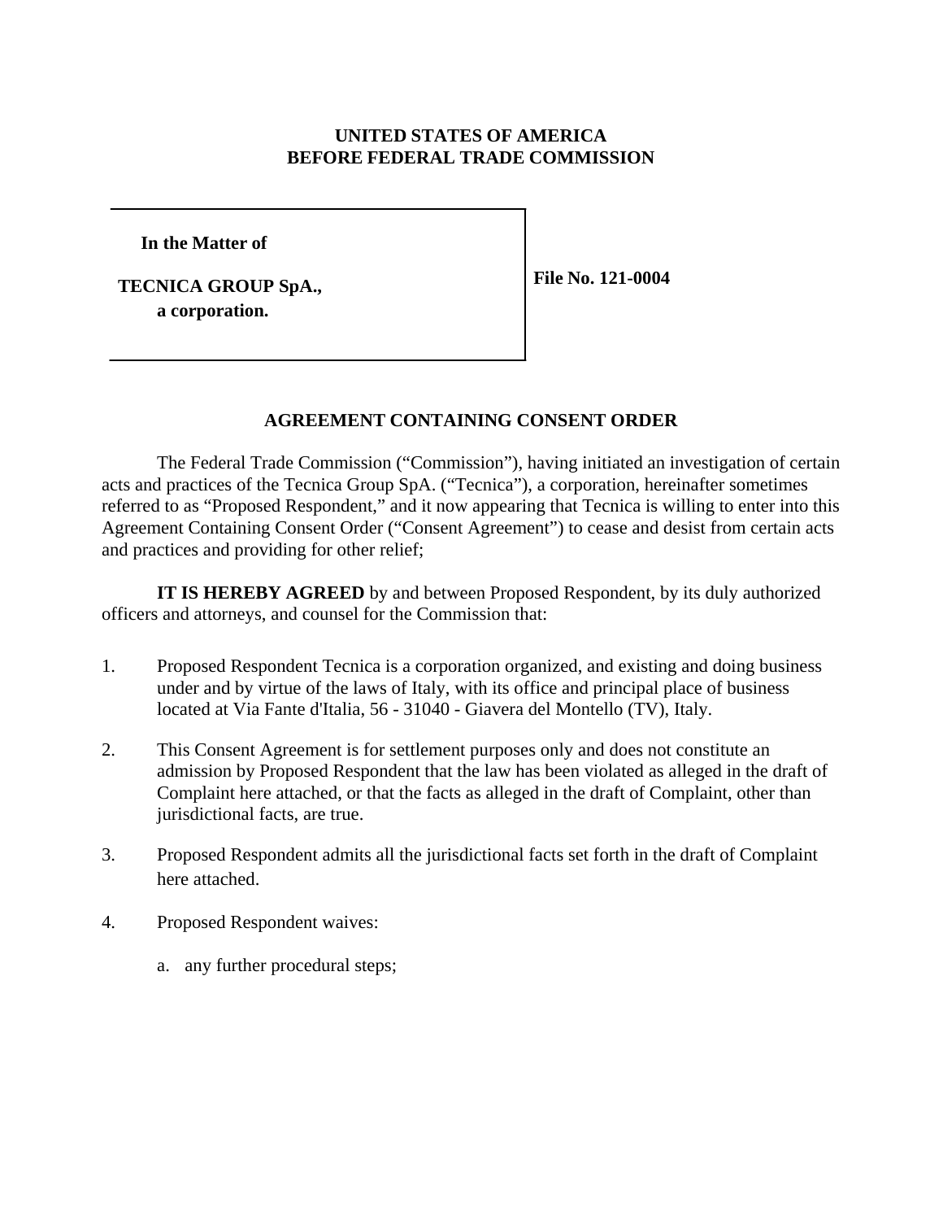**UNITED STATES OF AMERICA**
**BEFORE FEDERAL TRADE COMMISSION**

**In the Matter of**

**TECNICA GROUP SpA.,**
**a corporation.**

**File No. 121-0004**

## AGREEMENT CONTAINING CONSENT ORDER

The Federal Trade Commission ("Commission"), having initiated an investigation of certain acts and practices of the Tecnica Group SpA. ("Tecnica"), a corporation, hereinafter sometimes referred to as "Proposed Respondent," and it now appearing that Tecnica is willing to enter into this Agreement Containing Consent Order ("Consent Agreement") to cease and desist from certain acts and practices and providing for other relief;

**IT IS HEREBY AGREED** by and between Proposed Respondent, by its duly authorized officers and attorneys, and counsel for the Commission that:

1. Proposed Respondent Tecnica is a corporation organized, and existing and doing business under and by virtue of the laws of Italy, with its office and principal place of business located at Via Fante d'Italia, 56 - 31040 - Giavera del Montello (TV), Italy.

2. This Consent Agreement is for settlement purposes only and does not constitute an admission by Proposed Respondent that the law has been violated as alleged in the draft of Complaint here attached, or that the facts as alleged in the draft of Complaint, other than jurisdictional facts, are true.

3. Proposed Respondent admits all the jurisdictional facts set forth in the draft of Complaint here attached.

4. Proposed Respondent waives:

   a. any further procedural steps;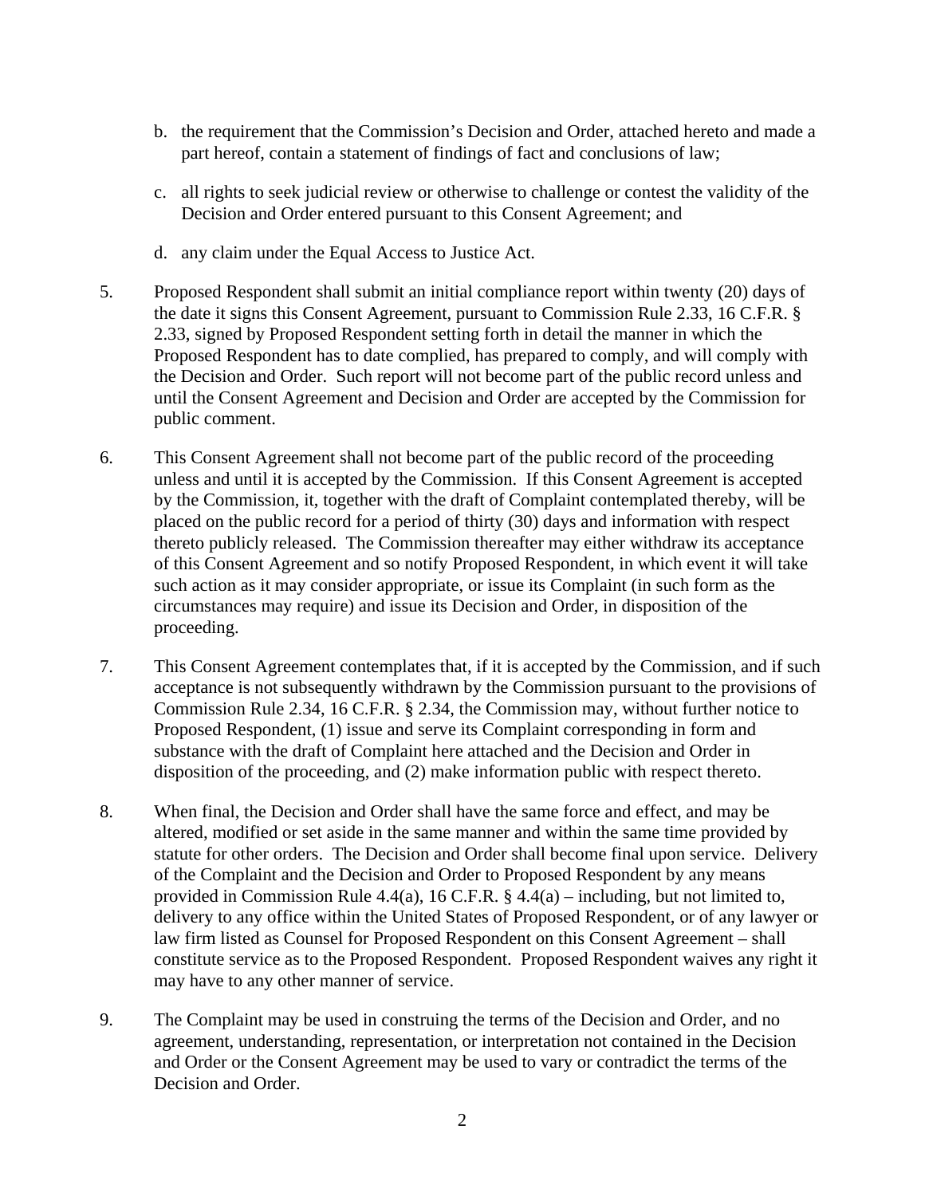b. the requirement that the Commission's Decision and Order, attached hereto and made a part hereof, contain a statement of findings of fact and conclusions of law;

c. all rights to seek judicial review or otherwise to challenge or contest the validity of the Decision and Order entered pursuant to this Consent Agreement; and

d. any claim under the Equal Access to Justice Act.

5. Proposed Respondent shall submit an initial compliance report within twenty (20) days of the date it signs this Consent Agreement, pursuant to Commission Rule 2.33, 16 C.F.R. § 2.33, signed by Proposed Respondent setting forth in detail the manner in which the Proposed Respondent has to date complied, has prepared to comply, and will comply with the Decision and Order. Such report will not become part of the public record unless and until the Consent Agreement and Decision and Order are accepted by the Commission for public comment.

6. This Consent Agreement shall not become part of the public record of the proceeding unless and until it is accepted by the Commission. If this Consent Agreement is accepted by the Commission, it, together with the draft of Complaint contemplated thereby, will be placed on the public record for a period of thirty (30) days and information with respect thereto publicly released. The Commission thereafter may either withdraw its acceptance of this Consent Agreement and so notify Proposed Respondent, in which event it will take such action as it may consider appropriate, or issue its Complaint (in such form as the circumstances may require) and issue its Decision and Order, in disposition of the proceeding.

7. This Consent Agreement contemplates that, if it is accepted by the Commission, and if such acceptance is not subsequently withdrawn by the Commission pursuant to the provisions of Commission Rule 2.34, 16 C.F.R. § 2.34, the Commission may, without further notice to Proposed Respondent, (1) issue and serve its Complaint corresponding in form and substance with the draft of Complaint here attached and the Decision and Order in disposition of the proceeding, and (2) make information public with respect thereto.

8. When final, the Decision and Order shall have the same force and effect, and may be altered, modified or set aside in the same manner and within the same time provided by statute for other orders. The Decision and Order shall become final upon service. Delivery of the Complaint and the Decision and Order to Proposed Respondent by any means provided in Commission Rule 4.4(a), 16 C.F.R. § 4.4(a) – including, but not limited to, delivery to any office within the United States of Proposed Respondent, or of any lawyer or law firm listed as Counsel for Proposed Respondent on this Consent Agreement – shall constitute service as to the Proposed Respondent. Proposed Respondent waives any right it may have to any other manner of service.

9. The Complaint may be used in construing the terms of the Decision and Order, and no agreement, understanding, representation, or interpretation not contained in the Decision and Order or the Consent Agreement may be used to vary or contradict the terms of the Decision and Order.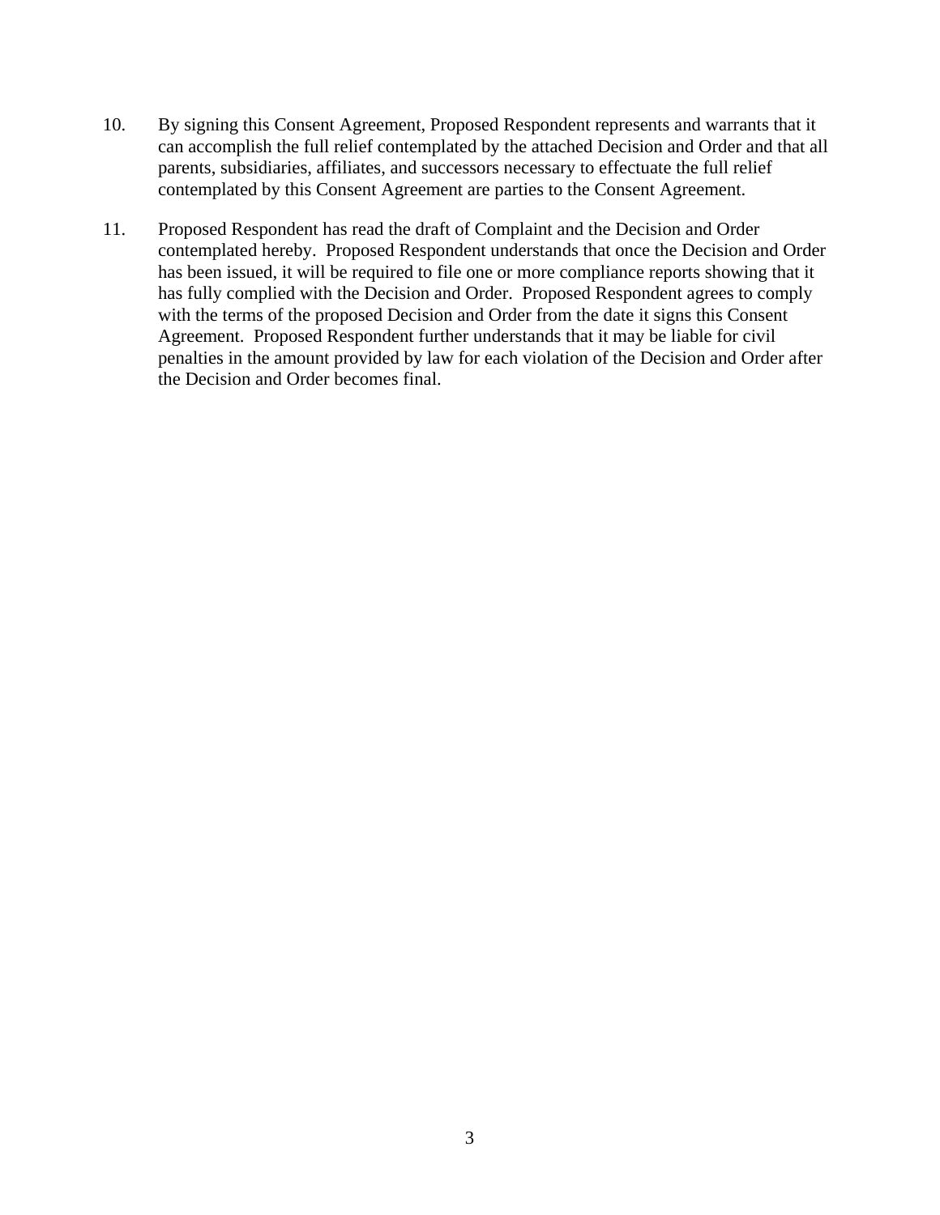10. By signing this Consent Agreement, Proposed Respondent represents and warrants that it can accomplish the full relief contemplated by the attached Decision and Order and that all parents, subsidiaries, affiliates, and successors necessary to effectuate the full relief contemplated by this Consent Agreement are parties to the Consent Agreement.

11. Proposed Respondent has read the draft of Complaint and the Decision and Order contemplated hereby. Proposed Respondent understands that once the Decision and Order has been issued, it will be required to file one or more compliance reports showing that it has fully complied with the Decision and Order. Proposed Respondent agrees to comply with the terms of the proposed Decision and Order from the date it signs this Consent Agreement. Proposed Respondent further understands that it may be liable for civil penalties in the amount provided by law for each violation of the Decision and Order after the Decision and Order becomes final.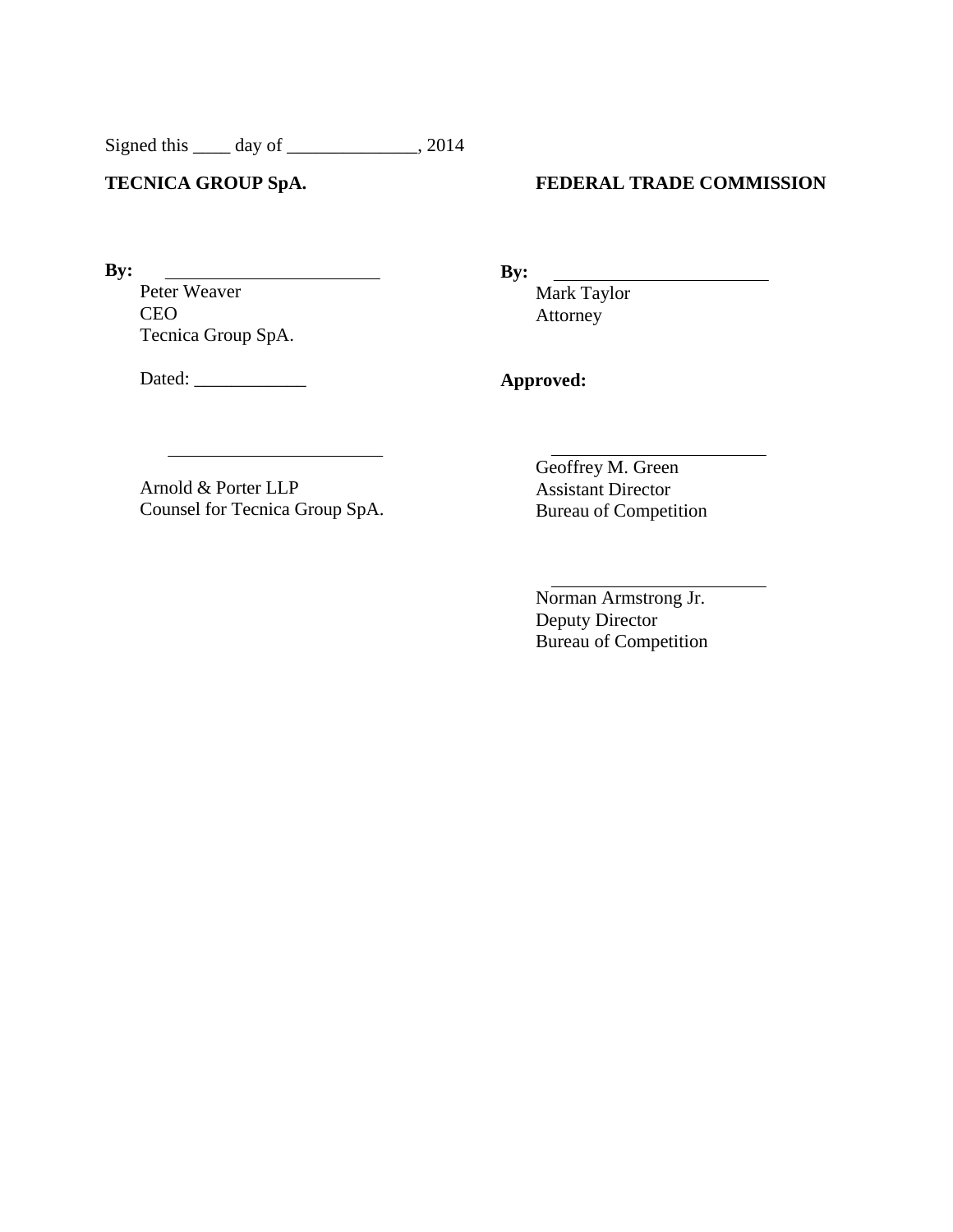Signed this ____ day of ______________, 2014

**TECNICA GROUP SpA.**

**By:** ________________________
Peter Weaver
CEO
Tecnica Group SpA.

Dated: ____________

________________________
Arnold & Porter LLP
Counsel for Tecnica Group SpA.

**FEDERAL TRADE COMMISSION**

**By:** ________________________
Mark Taylor
Attorney

**Approved:**

________________________
Geoffrey M. Green
Assistant Director
Bureau of Competition

________________________
Norman Armstrong Jr.
Deputy Director
Bureau of Competition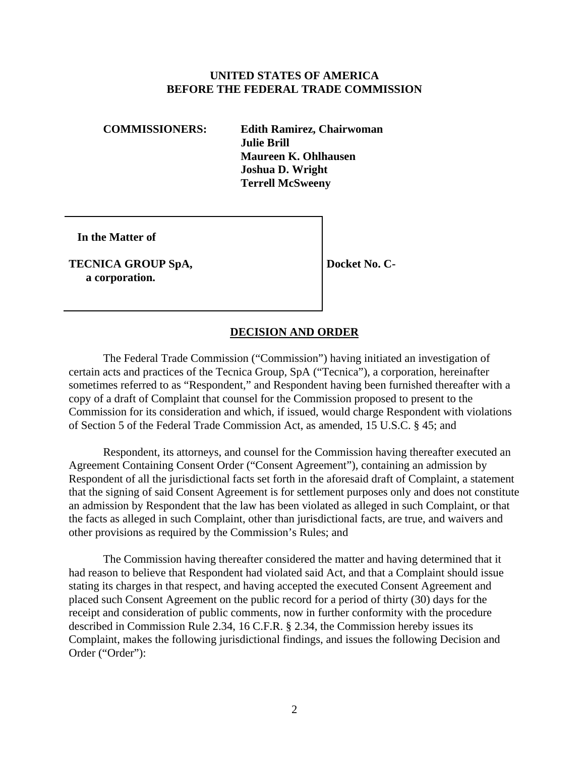**UNITED STATES OF AMERICA**
**BEFORE THE FEDERAL TRADE COMMISSION**

**COMMISSIONERS:** **Edith Ramirez, Chairwoman**
**Julie Brill**
**Maureen K. Ohlhausen**
**Joshua D. Wright**
**Terrell McSweeny**

| In the Matter of<br><br>**TECNICA GROUP SpA,**<br>**a corporation.** | **Docket No. C-** |
|---|---|

## DECISION AND ORDER

The Federal Trade Commission ("Commission") having initiated an investigation of certain acts and practices of the Tecnica Group, SpA ("Tecnica"), a corporation, hereinafter sometimes referred to as "Respondent," and Respondent having been furnished thereafter with a copy of a draft of Complaint that counsel for the Commission proposed to present to the Commission for its consideration and which, if issued, would charge Respondent with violations of Section 5 of the Federal Trade Commission Act, as amended, 15 U.S.C. § 45; and

Respondent, its attorneys, and counsel for the Commission having thereafter executed an Agreement Containing Consent Order ("Consent Agreement"), containing an admission by Respondent of all the jurisdictional facts set forth in the aforesaid draft of Complaint, a statement that the signing of said Consent Agreement is for settlement purposes only and does not constitute an admission by Respondent that the law has been violated as alleged in such Complaint, or that the facts as alleged in such Complaint, other than jurisdictional facts, are true, and waivers and other provisions as required by the Commission's Rules; and

The Commission having thereafter considered the matter and having determined that it had reason to believe that Respondent had violated said Act, and that a Complaint should issue stating its charges in that respect, and having accepted the executed Consent Agreement and placed such Consent Agreement on the public record for a period of thirty (30) days for the receipt and consideration of public comments, now in further conformity with the procedure described in Commission Rule 2.34, 16 C.F.R. § 2.34, the Commission hereby issues its Complaint, makes the following jurisdictional findings, and issues the following Decision and Order ("Order"):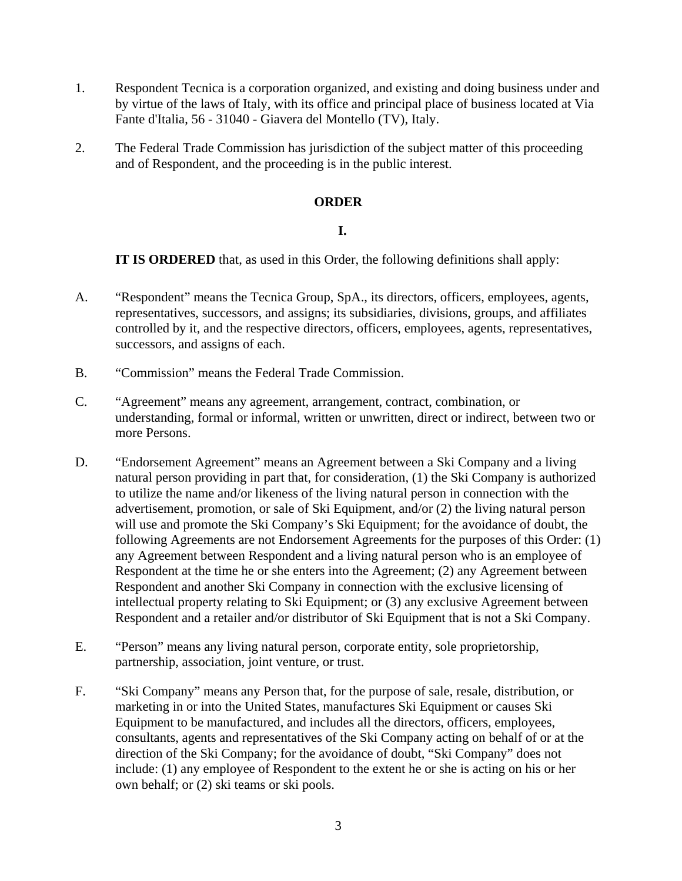1. Respondent Tecnica is a corporation organized, and existing and doing business under and by virtue of the laws of Italy, with its office and principal place of business located at Via Fante d'Italia, 56 - 31040 - Giavera del Montello (TV), Italy.

2. The Federal Trade Commission has jurisdiction of the subject matter of this proceeding and of Respondent, and the proceeding is in the public interest.

## ORDER

### I.

**IT IS ORDERED** that, as used in this Order, the following definitions shall apply:

A. "Respondent" means the Tecnica Group, SpA., its directors, officers, employees, agents, representatives, successors, and assigns; its subsidiaries, divisions, groups, and affiliates controlled by it, and the respective directors, officers, employees, agents, representatives, successors, and assigns of each.

B. "Commission" means the Federal Trade Commission.

C. "Agreement" means any agreement, arrangement, contract, combination, or understanding, formal or informal, written or unwritten, direct or indirect, between two or more Persons.

D. "Endorsement Agreement" means an Agreement between a Ski Company and a living natural person providing in part that, for consideration, (1) the Ski Company is authorized to utilize the name and/or likeness of the living natural person in connection with the advertisement, promotion, or sale of Ski Equipment, and/or (2) the living natural person will use and promote the Ski Company's Ski Equipment; for the avoidance of doubt, the following Agreements are not Endorsement Agreements for the purposes of this Order: (1) any Agreement between Respondent and a living natural person who is an employee of Respondent at the time he or she enters into the Agreement; (2) any Agreement between Respondent and another Ski Company in connection with the exclusive licensing of intellectual property relating to Ski Equipment; or (3) any exclusive Agreement between Respondent and a retailer and/or distributor of Ski Equipment that is not a Ski Company.

E. "Person" means any living natural person, corporate entity, sole proprietorship, partnership, association, joint venture, or trust.

F. "Ski Company" means any Person that, for the purpose of sale, resale, distribution, or marketing in or into the United States, manufactures Ski Equipment or causes Ski Equipment to be manufactured, and includes all the directors, officers, employees, consultants, agents and representatives of the Ski Company acting on behalf of or at the direction of the Ski Company; for the avoidance of doubt, "Ski Company" does not include: (1) any employee of Respondent to the extent he or she is acting on his or her own behalf; or (2) ski teams or ski pools.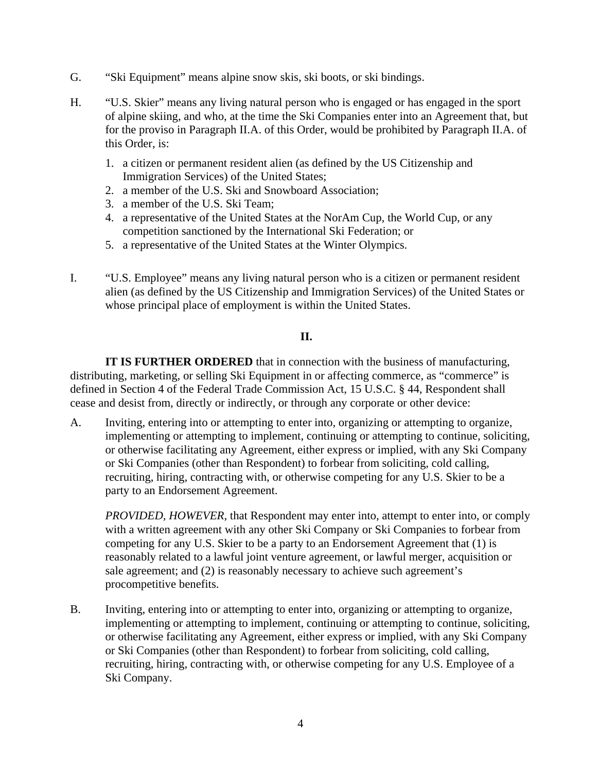G. "Ski Equipment" means alpine snow skis, ski boots, or ski bindings.

H. "U.S. Skier" means any living natural person who is engaged or has engaged in the sport of alpine skiing, and who, at the time the Ski Companies enter into an Agreement that, but for the proviso in Paragraph II.A. of this Order, would be prohibited by Paragraph II.A. of this Order, is:

1. a citizen or permanent resident alien (as defined by the US Citizenship and Immigration Services) of the United States;
2. a member of the U.S. Ski and Snowboard Association;
3. a member of the U.S. Ski Team;
4. a representative of the United States at the NorAm Cup, the World Cup, or any competition sanctioned by the International Ski Federation; or
5. a representative of the United States at the Winter Olympics.

I. "U.S. Employee" means any living natural person who is a citizen or permanent resident alien (as defined by the US Citizenship and Immigration Services) of the United States or whose principal place of employment is within the United States.

## II.

**IT IS FURTHER ORDERED** that in connection with the business of manufacturing, distributing, marketing, or selling Ski Equipment in or affecting commerce, as "commerce" is defined in Section 4 of the Federal Trade Commission Act, 15 U.S.C. § 44, Respondent shall cease and desist from, directly or indirectly, or through any corporate or other device:

A. Inviting, entering into or attempting to enter into, organizing or attempting to organize, implementing or attempting to implement, continuing or attempting to continue, soliciting, or otherwise facilitating any Agreement, either express or implied, with any Ski Company or Ski Companies (other than Respondent) to forbear from soliciting, cold calling, recruiting, hiring, contracting with, or otherwise competing for any U.S. Skier to be a party to an Endorsement Agreement.

*PROVIDED, HOWEVER*, that Respondent may enter into, attempt to enter into, or comply with a written agreement with any other Ski Company or Ski Companies to forbear from competing for any U.S. Skier to be a party to an Endorsement Agreement that (1) is reasonably related to a lawful joint venture agreement, or lawful merger, acquisition or sale agreement; and (2) is reasonably necessary to achieve such agreement's procompetitive benefits.

B. Inviting, entering into or attempting to enter into, organizing or attempting to organize, implementing or attempting to implement, continuing or attempting to continue, soliciting, or otherwise facilitating any Agreement, either express or implied, with any Ski Company or Ski Companies (other than Respondent) to forbear from soliciting, cold calling, recruiting, hiring, contracting with, or otherwise competing for any U.S. Employee of a Ski Company.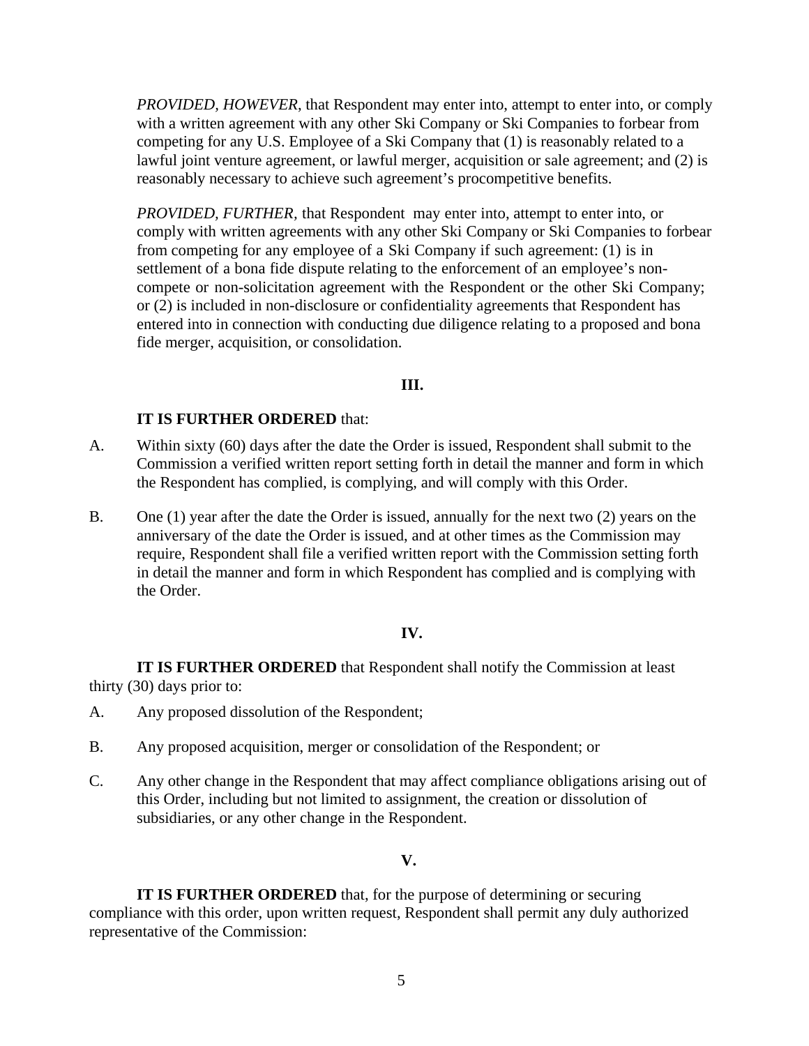*PROVIDED, HOWEVER*, that Respondent may enter into, attempt to enter into, or comply with a written agreement with any other Ski Company or Ski Companies to forbear from competing for any U.S. Employee of a Ski Company that (1) is reasonably related to a lawful joint venture agreement, or lawful merger, acquisition or sale agreement; and (2) is reasonably necessary to achieve such agreement's procompetitive benefits.

*PROVIDED, FURTHER,* that Respondent may enter into, attempt to enter into, or comply with written agreements with any other Ski Company or Ski Companies to forbear from competing for any employee of a Ski Company if such agreement: (1) is in settlement of a bona fide dispute relating to the enforcement of an employee's non-compete or non-solicitation agreement with the Respondent or the other Ski Company; or (2) is included in non-disclosure or confidentiality agreements that Respondent has entered into in connection with conducting due diligence relating to a proposed and bona fide merger, acquisition, or consolidation.

**III.**

**IT IS FURTHER ORDERED** that:

A. Within sixty (60) days after the date the Order is issued, Respondent shall submit to the Commission a verified written report setting forth in detail the manner and form in which the Respondent has complied, is complying, and will comply with this Order.

B. One (1) year after the date the Order is issued, annually for the next two (2) years on the anniversary of the date the Order is issued, and at other times as the Commission may require, Respondent shall file a verified written report with the Commission setting forth in detail the manner and form in which Respondent has complied and is complying with the Order.

**IV.**

**IT IS FURTHER ORDERED** that Respondent shall notify the Commission at least thirty (30) days prior to:

A. Any proposed dissolution of the Respondent;

B. Any proposed acquisition, merger or consolidation of the Respondent; or

C. Any other change in the Respondent that may affect compliance obligations arising out of this Order, including but not limited to assignment, the creation or dissolution of subsidiaries, or any other change in the Respondent.

**V.**

**IT IS FURTHER ORDERED** that, for the purpose of determining or securing compliance with this order, upon written request, Respondent shall permit any duly authorized representative of the Commission: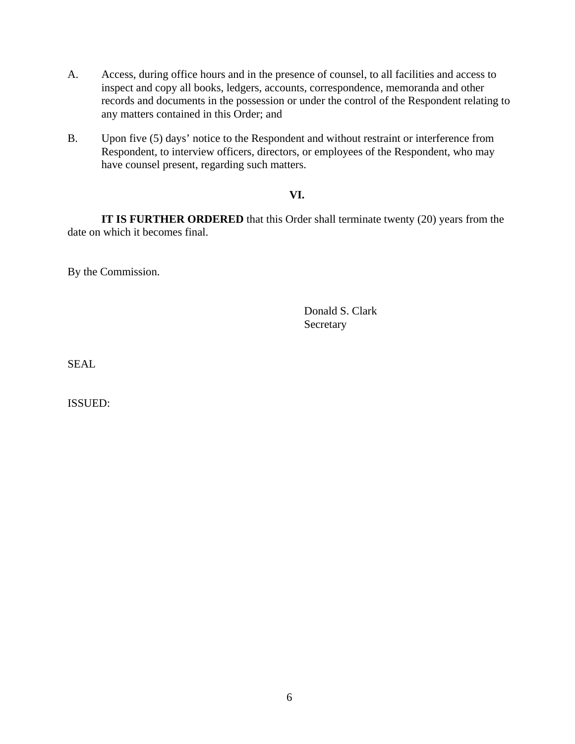A. Access, during office hours and in the presence of counsel, to all facilities and access to inspect and copy all books, ledgers, accounts, correspondence, memoranda and other records and documents in the possession or under the control of the Respondent relating to any matters contained in this Order; and

B. Upon five (5) days' notice to the Respondent and without restraint or interference from Respondent, to interview officers, directors, or employees of the Respondent, who may have counsel present, regarding such matters.

**VI.**

**IT IS FURTHER ORDERED** that this Order shall terminate twenty (20) years from the date on which it becomes final.

By the Commission.

Donald S. Clark
Secretary

SEAL

ISSUED: